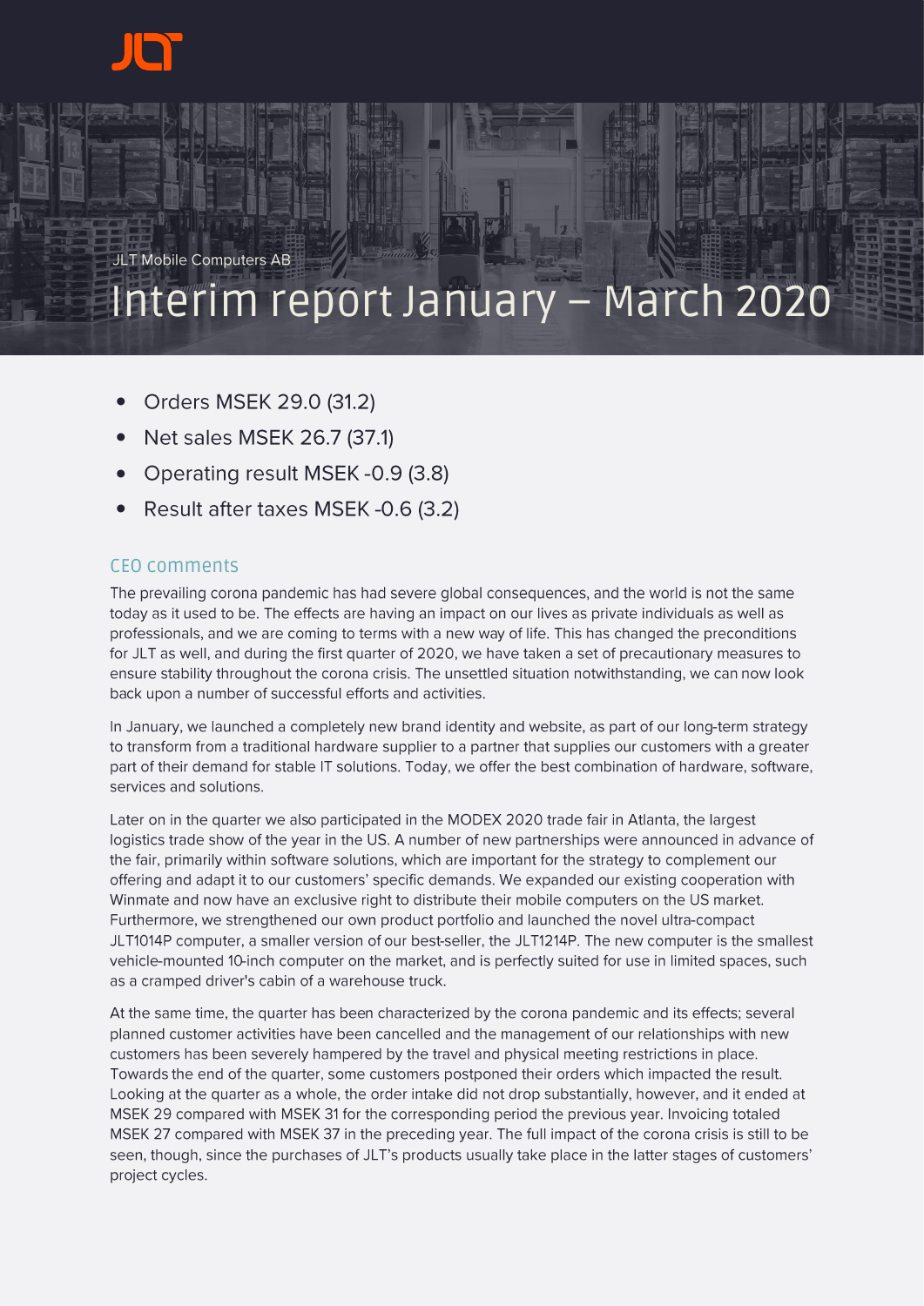JLT Mobile Computers AB

# Interim report January – March 2020

- Orders MSEK 29.0 (31.2)
- Net sales MSEK 26.7 (37.1)
- Operating result MSEK -0.9 (3.8)
- Result after taxes MSEK -0.6 (3.2)

## CEO comments

The prevailing corona pandemic has had severe global consequences, and the world is not the same today as it used to be. The effects are having an impact on our lives as private individuals as well as professionals, and we are coming to terms with a new way of life. This has changed the preconditions for JLT as well, and during the first quarter of 2020, we have taken a set of precautionary measures to ensure stability throughout the corona crisis. The unsettled situation notwithstanding, we can now look back upon a number of successful efforts and activities.

In January, we launched a completely new brand identity and website, as part of our long-term strategy to transform from a traditional hardware supplier to a partner that supplies our customers with a greater part of their demand for stable IT solutions. Today, we offer the best combination of hardware, software, services and solutions.

Later on in the quarter we also participated in the MODEX 2020 trade fair in Atlanta, the largest logistics trade show of the year in the US. A number of new partnerships were announced in advance of the fair, primarily within software solutions, which are important for the strategy to complement our offering and adapt it to our customers' specific demands. We expanded our existing cooperation with Winmate and now have an exclusive right to distribute their mobile computers on the US market. Furthermore, we strengthened our own product portfolio and launched the novel ultra-compact JLT1014P computer, a smaller version of our best-seller, the JLT1214P. The new computer is the smallest vehicle-mounted 10-inch computer on the market, and is perfectly suited for use in limited spaces, such as a cramped driver's cabin of a warehouse truck.

At the same time, the quarter has been characterized by the corona pandemic and its effects; several planned customer activities have been cancelled and the management of our relationships with new customers has been severely hampered by the travel and physical meeting restrictions in place. Towards the end of the quarter, some customers postponed their orders which impacted the result. Looking at the quarter as a whole, the order intake did not drop substantially, however, and it ended at MSEK 29 compared with MSEK 31 for the corresponding period the previous year. Invoicing totaled MSEK 27 compared with MSEK 37 in the preceding year. The full impact of the corona crisis is still to be seen, though, since the purchases of JLT's products usually take place in the latter stages of customers' project cycles.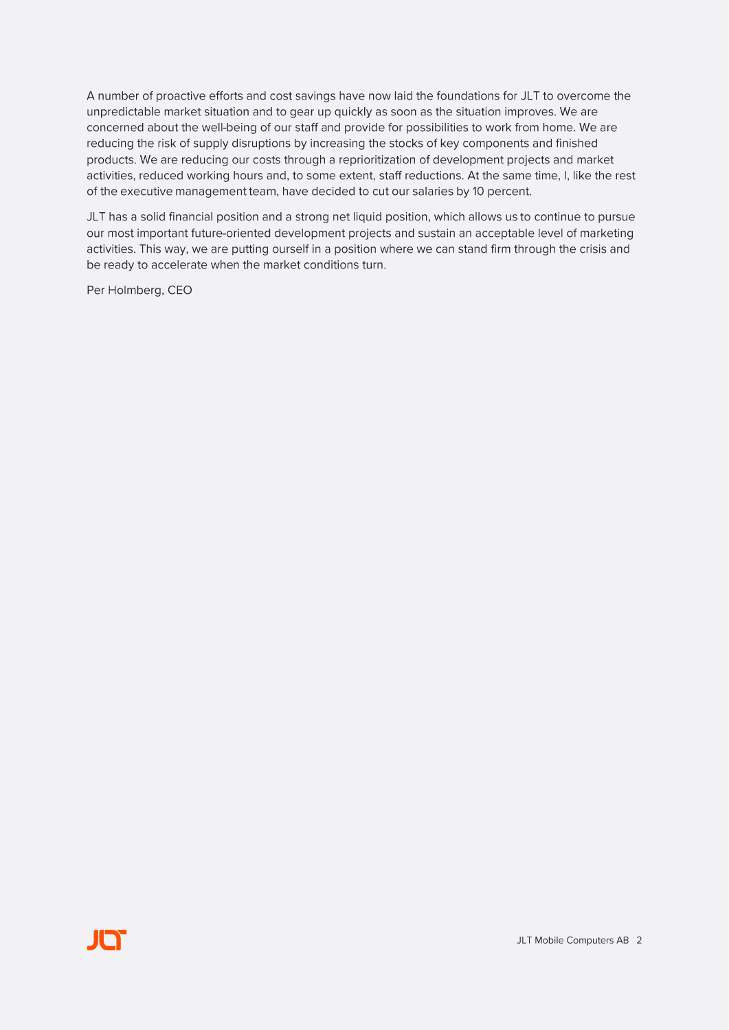A number of proactive efforts and cost savings have now laid the foundations for JLT to overcome the unpredictable market situation and to gear up quickly as soon as the situation improves. We are concerned about the well-being of our staff and provide for possibilities to work from home. We are reducing the risk of supply disruptions by increasing the stocks of key components and finished products. We are reducing our costs through a reprioritization of development projects and market activities, reduced working hours and, to some extent, staff reductions. At the same time, I, like the rest of the executive management team, have decided to cut our salaries by 10 percent.

JLT has a solid financial position and a strong net liquid position, which allows us to continue to pursue our most important future-oriented development projects and sustain an acceptable level of marketing activities. This way, we are putting ourself in a position where we can stand firm through the crisis and be ready to accelerate when the market conditions turn.

Per Holmberg, CEO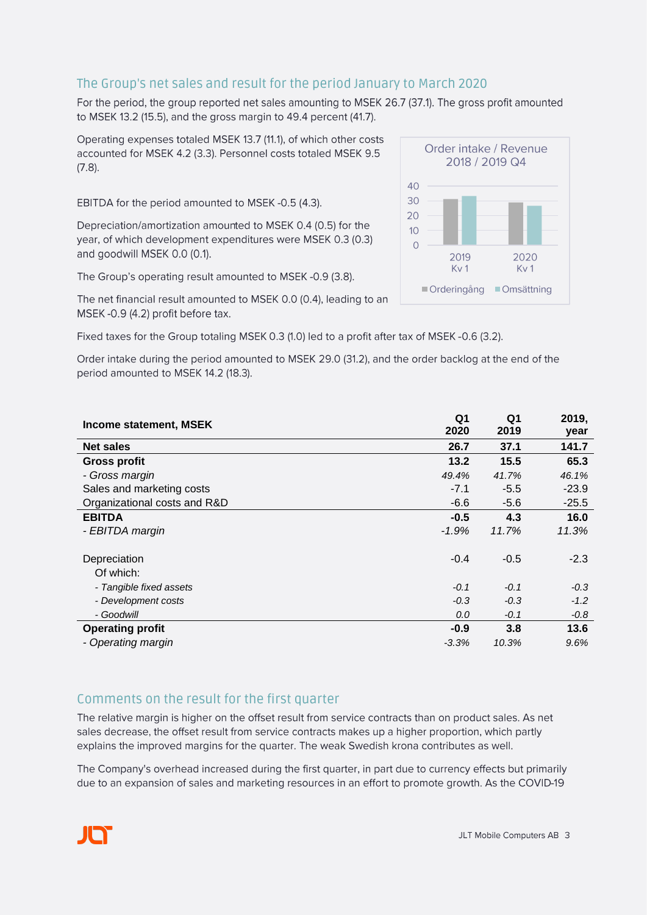## The Group's net sales and result for the period January to March 2020

For the period, the group reported net sales amounting to MSEK 26.7 (37.1). The gross profit amounted to MSEK 13.2 (15.5), and the gross margin to 49.4 percent (41.7).

Operating expenses totaled MSEK 13.7 (11.1), of which other costs accounted for MSEK 4.2 (3.3). Personnel costs totaled MSEK 9.5 (7.8).

EBITDA for the period amounted to MSEK -0.5 (4.3).

Depreciation/amortization amounted to MSEK 0.4 (0.5) for the year, of which development expenditures were MSEK 0.3 (0.3) and goodwill MSEK 0.0 (0.1).

The Group's operating result amounted to MSEK -0.9 (3.8).

The net financial result amounted to MSEK 0.0 (0.4), leading to an MSEK -0.9 (4.2) profit before tax.

Order intake / Revenue
2018 / 2019 Q4

Fixed taxes for the Group totaling MSEK 0.3 (1.0) led to a profit after tax of MSEK -0.6 (3.2).

Order intake during the period amounted to MSEK 29.0 (31.2), and the order backlog at the end of the period amounted to MSEK 14.2 (18.3).

| Income statement, MSEK | Q1 2020 | Q1 2019 | 2019, year |
|---|---|---|---|
| **Net sales** | **26.7** | **37.1** | **141.7** |
| **Gross profit** | **13.2** | **15.5** | **65.3** |
| *- Gross margin* | *49.4%* | *41.7%* | *46.1%* |
| Sales and marketing costs | -7.1 | -5.5 | -23.9 |
| Organizational costs and R&D | -6.6 | -5.6 | -25.5 |
| **EBITDA** | **-0.5** | **4.3** | **16.0** |
| *- EBITDA margin* | *-1.9%* | *11.7%* | *11.3%* |
| Depreciation | -0.4 | -0.5 | -2.3 |
| Of which: | | | |
| *- Tangible fixed assets* | *-0.1* | *-0.1* | *-0.3* |
| *- Development costs* | *-0.3* | *-0.3* | *-1.2* |
| *- Goodwill* | *0.0* | *-0.1* | *-0.8* |
| **Operating profit** | **-0.9** | **3.8** | **13.6** |
| *- Operating margin* | *-3.3%* | *10.3%* | *9.6%* |

## Comments on the result for the first quarter

The relative margin is higher on the offset result from service contracts than on product sales. As net sales decrease, the offset result from service contracts makes up a higher proportion, which partly explains the improved margins for the quarter. The weak Swedish krona contributes as well.

The Company's overhead increased during the first quarter, in part due to currency effects but primarily due to an expansion of sales and marketing resources in an effort to promote growth. As the COVID-19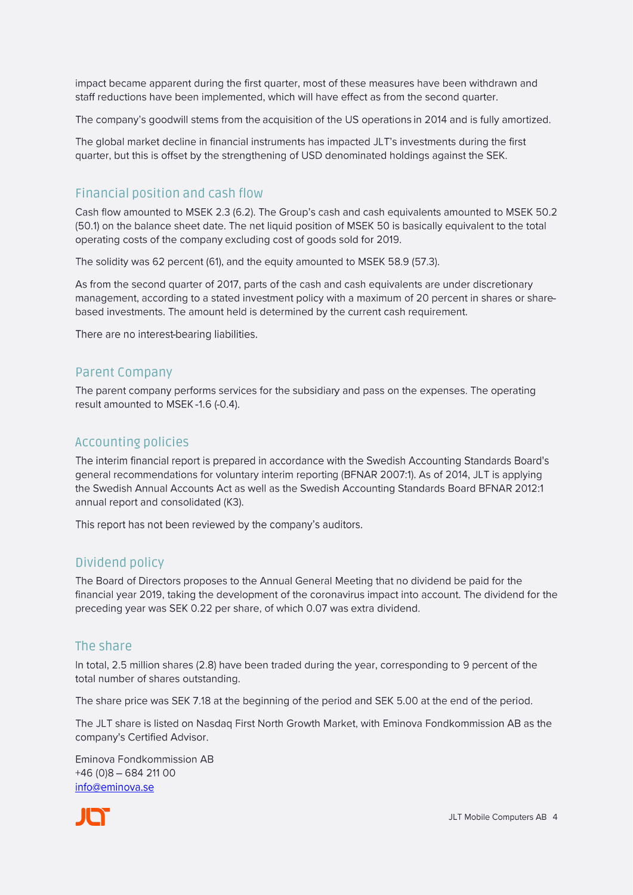impact became apparent during the first quarter, most of these measures have been withdrawn and staff reductions have been implemented, which will have effect as from the second quarter.

The company's goodwill stems from the acquisition of the US operations in 2014 and is fully amortized.

The global market decline in financial instruments has impacted JLT's investments during the first quarter, but this is offset by the strengthening of USD denominated holdings against the SEK.

## Financial position and cash flow

Cash flow amounted to MSEK 2.3 (6.2). The Group's cash and cash equivalents amounted to MSEK 50.2 (50.1) on the balance sheet date. The net liquid position of MSEK 50 is basically equivalent to the total operating costs of the company excluding cost of goods sold for 2019.

The solidity was 62 percent (61), and the equity amounted to MSEK 58.9 (57.3).

As from the second quarter of 2017, parts of the cash and cash equivalents are under discretionary management, according to a stated investment policy with a maximum of 20 percent in shares or share-based investments. The amount held is determined by the current cash requirement.

There are no interest-bearing liabilities.

## Parent Company

The parent company performs services for the subsidiary and pass on the expenses. The operating result amounted to MSEK -1.6 (-0.4).

## Accounting policies

The interim financial report is prepared in accordance with the Swedish Accounting Standards Board's general recommendations for voluntary interim reporting (BFNAR 2007:1). As of 2014, JLT is applying the Swedish Annual Accounts Act as well as the Swedish Accounting Standards Board BFNAR 2012:1 annual report and consolidated (K3).

This report has not been reviewed by the company's auditors.

## Dividend policy

The Board of Directors proposes to the Annual General Meeting that no dividend be paid for the financial year 2019, taking the development of the coronavirus impact into account. The dividend for the preceding year was SEK 0.22 per share, of which 0.07 was extra dividend.

## The share

In total, 2.5 million shares (2.8) have been traded during the year, corresponding to 9 percent of the total number of shares outstanding.

The share price was SEK 7.18 at the beginning of the period and SEK 5.00 at the end of the period.

The JLT share is listed on Nasdaq First North Growth Market, with Eminova Fondkommission AB as the company's Certified Advisor.

Eminova Fondkommission AB  
+46 (0)8 – 684 211 00  
info@eminova.se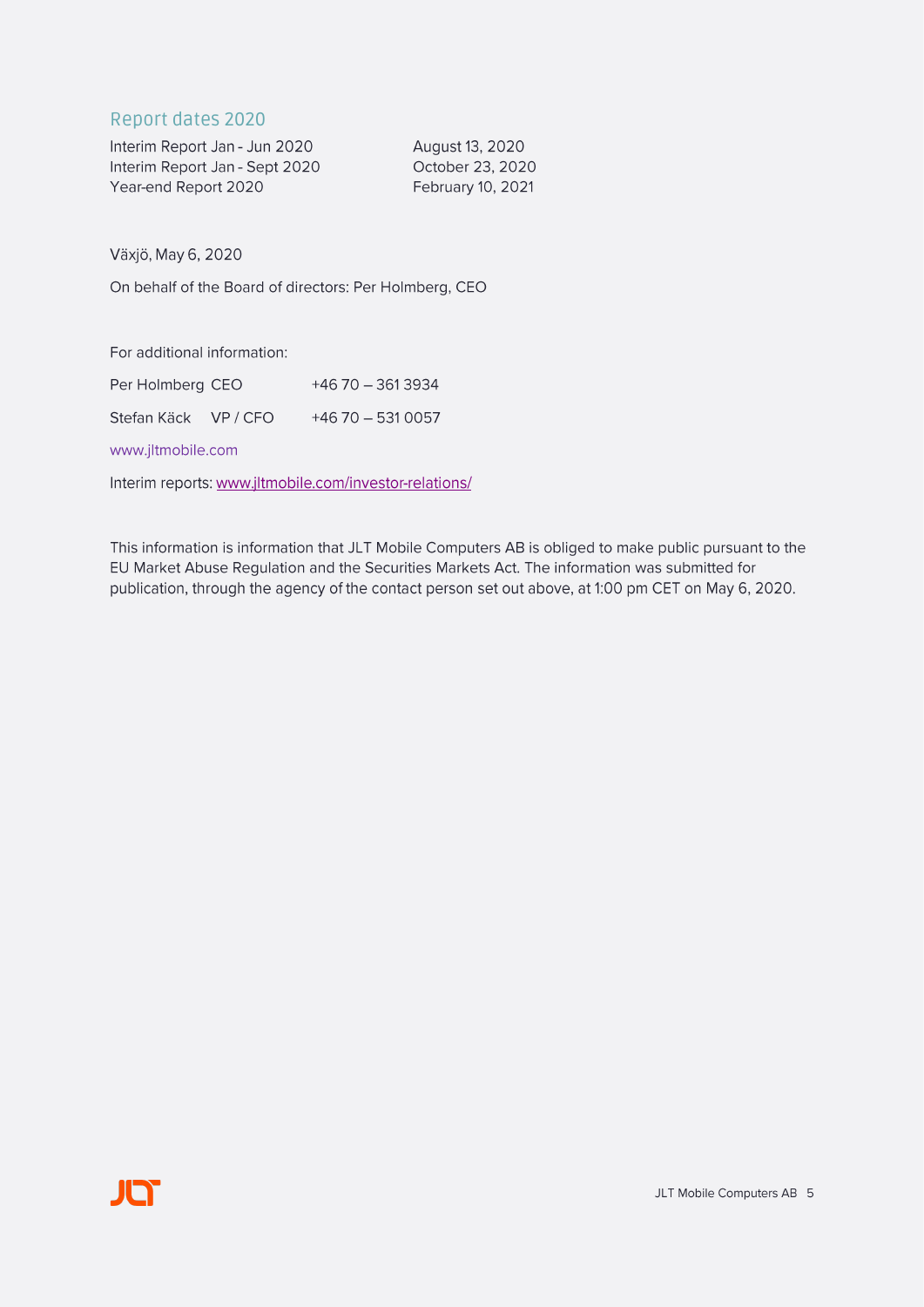## Report dates 2020

| | |
|---|---|
| Interim Report Jan - Jun 2020 | August 13, 2020 |
| Interim Report Jan - Sept 2020 | October 23, 2020 |
| Year-end Report 2020 | February 10, 2021 |

Växjö, May 6, 2020

On behalf of the Board of directors: Per Holmberg, CEO

For additional information:

| | | |
|---|---|---|
| Per Holmberg | CEO | +46 70 – 361 3934 |
| Stefan Käck | VP / CFO | +46 70 – 531 0057 |

www.jltmobile.com

Interim reports: www.jltmobile.com/investor-relations/

This information is information that JLT Mobile Computers AB is obliged to make public pursuant to the EU Market Abuse Regulation and the Securities Markets Act. The information was submitted for publication, through the agency of the contact person set out above, at 1:00 pm CET on May 6, 2020.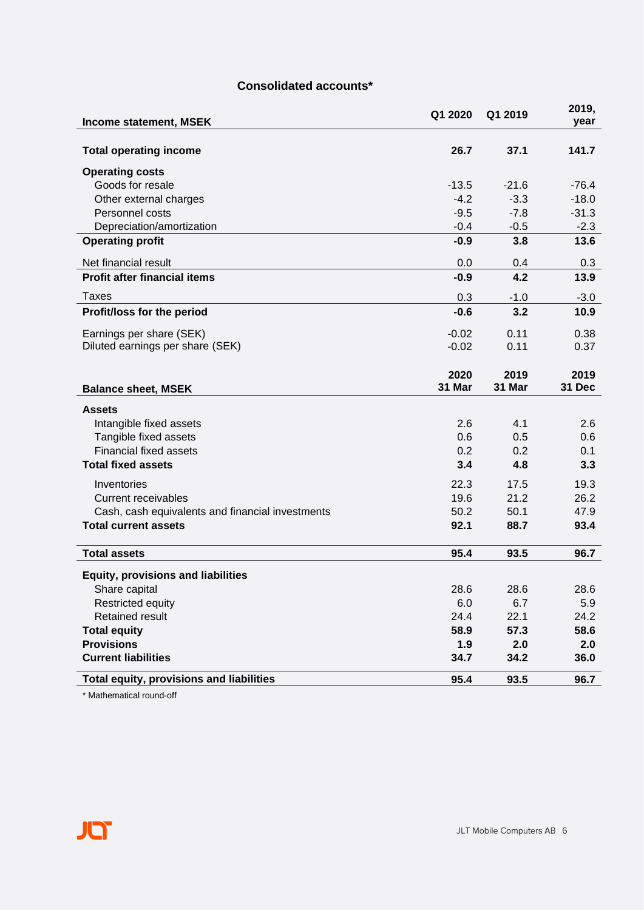## Consolidated accounts*

| Income statement, MSEK | Q1 2020 | Q1 2019 | 2019, year |
|---|---|---|---|
| **Total operating income** | **26.7** | **37.1** | **141.7** |
| **Operating costs** | | | |
| Goods for resale | -13.5 | -21.6 | -76.4 |
| Other external charges | -4.2 | -3.3 | -18.0 |
| Personnel costs | -9.5 | -7.8 | -31.3 |
| Depreciation/amortization | -0.4 | -0.5 | -2.3 |
| **Operating profit** | **-0.9** | **3.8** | **13.6** |
| Net financial result | 0.0 | 0.4 | 0.3 |
| **Profit after financial items** | **-0.9** | **4.2** | **13.9** |
| Taxes | 0.3 | -1.0 | -3.0 |
| **Profit/loss for the period** | **-0.6** | **3.2** | **10.9** |
| Earnings per share (SEK) | -0.02 | 0.11 | 0.38 |
| Diluted earnings per share (SEK) | -0.02 | 0.11 | 0.37 |

| Balance sheet, MSEK | 2020 31 Mar | 2019 31 Mar | 2019 31 Dec |
|---|---|---|---|
| **Assets** | | | |
| Intangible fixed assets | 2.6 | 4.1 | 2.6 |
| Tangible fixed assets | 0.6 | 0.5 | 0.6 |
| Financial fixed assets | 0.2 | 0.2 | 0.1 |
| **Total fixed assets** | **3.4** | **4.8** | **3.3** |
| Inventories | 22.3 | 17.5 | 19.3 |
| Current receivables | 19.6 | 21.2 | 26.2 |
| Cash, cash equivalents and financial investments | 50.2 | 50.1 | 47.9 |
| **Total current assets** | **92.1** | **88.7** | **93.4** |
| **Total assets** | **95.4** | **93.5** | **96.7** |
| **Equity, provisions and liabilities** | | | |
| Share capital | 28.6 | 28.6 | 28.6 |
| Restricted equity | 6.0 | 6.7 | 5.9 |
| Retained result | 24.4 | 22.1 | 24.2 |
| **Total equity** | **58.9** | **57.3** | **58.6** |
| **Provisions** | **1.9** | **2.0** | **2.0** |
| **Current liabilities** | **34.7** | **34.2** | **36.0** |
| **Total equity, provisions and liabilities** | **95.4** | **93.5** | **96.7** |

* Mathematical round-off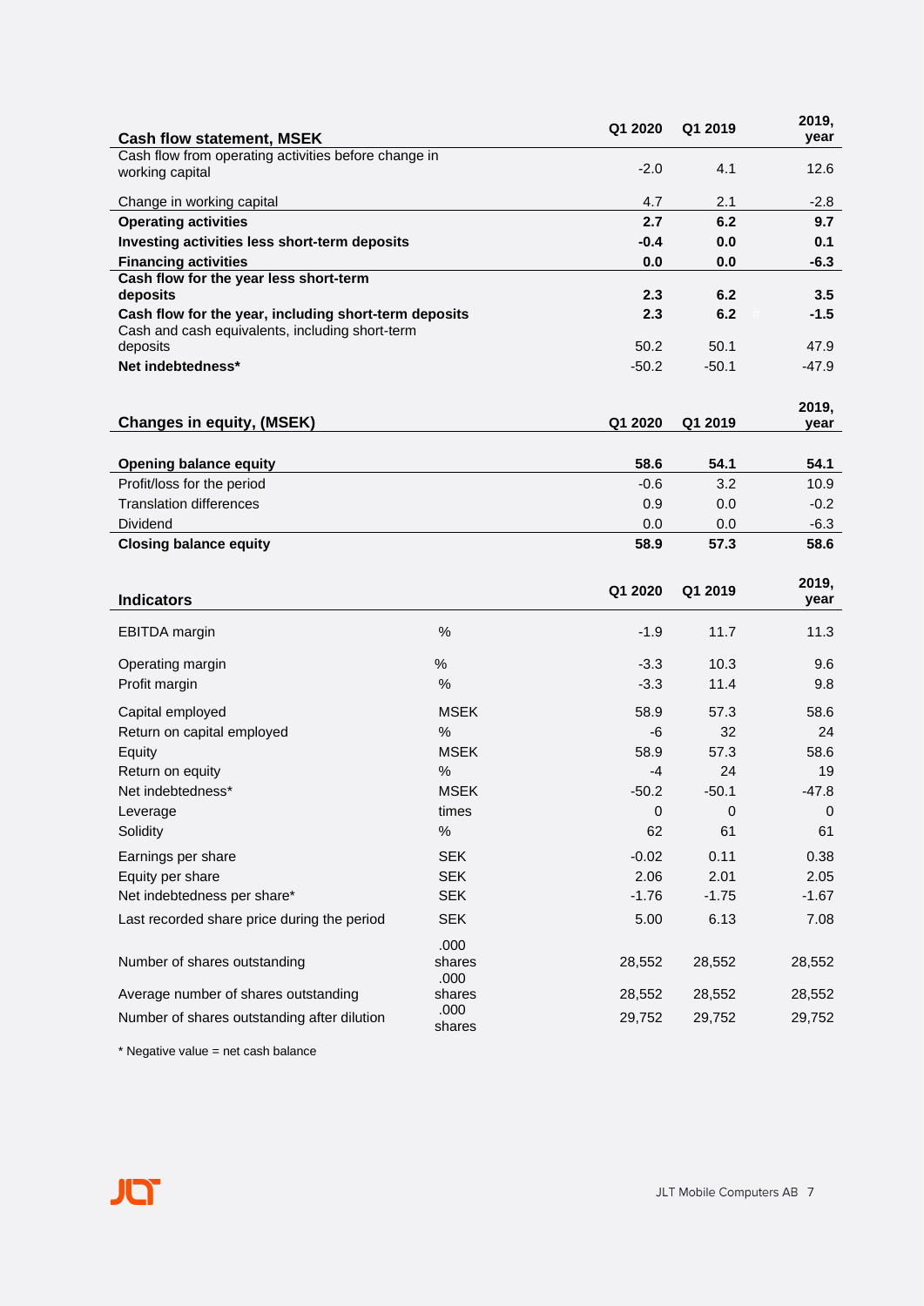| Cash flow statement, MSEK | Q1 2020 | Q1 2019 | 2019, year |
|---|---|---|---|
| Cash flow from operating activities before change in working capital | -2.0 | 4.1 | 12.6 |
| Change in working capital | 4.7 | 2.1 | -2.8 |
| **Operating activities** | **2.7** | **6.2** | **9.7** |
| **Investing activities less short-term deposits** | **-0.4** | **0.0** | **0.1** |
| **Financing activities** | **0.0** | **0.0** | **-6.3** |
| **Cash flow for the year less short-term deposits** | **2.3** | **6.2** | **3.5** |
| **Cash flow for the year, including short-term deposits** | **2.3** | **6.2** | **-1.5** |
| Cash and cash equivalents, including short-term deposits | 50.2 | 50.1 | 47.9 |
| **Net indebtedness*** | -50.2 | -50.1 | -47.9 |

| Changes in equity, (MSEK) | Q1 2020 | Q1 2019 | 2019, year |
|---|---|---|---|
| **Opening balance equity** | **58.6** | **54.1** | **54.1** |
| Profit/loss for the period | -0.6 | 3.2 | 10.9 |
| Translation differences | 0.9 | 0.0 | -0.2 |
| Dividend | 0.0 | 0.0 | -6.3 |
| **Closing balance equity** | **58.9** | **57.3** | **58.6** |

| Indicators | | Q1 2020 | Q1 2019 | 2019, year |
|---|---|---|---|---|
| EBITDA margin | % | -1.9 | 11.7 | 11.3 |
| Operating margin | % | -3.3 | 10.3 | 9.6 |
| Profit margin | % | -3.3 | 11.4 | 9.8 |
| Capital employed | MSEK | 58.9 | 57.3 | 58.6 |
| Return on capital employed | % | -6 | 32 | 24 |
| Equity | MSEK | 58.9 | 57.3 | 58.6 |
| Return on equity | % | -4 | 24 | 19 |
| Net indebtedness* | MSEK | -50.2 | -50.1 | -47.8 |
| Leverage | times | 0 | 0 | 0 |
| Solidity | % | 62 | 61 | 61 |
| Earnings per share | SEK | -0.02 | 0.11 | 0.38 |
| Equity per share | SEK | 2.06 | 2.01 | 2.05 |
| Net indebtedness per share* | SEK | -1.76 | -1.75 | -1.67 |
| Last recorded share price during the period | SEK | 5.00 | 6.13 | 7.08 |
| Number of shares outstanding | .000 shares | 28,552 | 28,552 | 28,552 |
| Average number of shares outstanding | .000 shares | 28,552 | 28,552 | 28,552 |
| Number of shares outstanding after dilution | .000 shares | 29,752 | 29,752 | 29,752 |

* Negative value = net cash balance